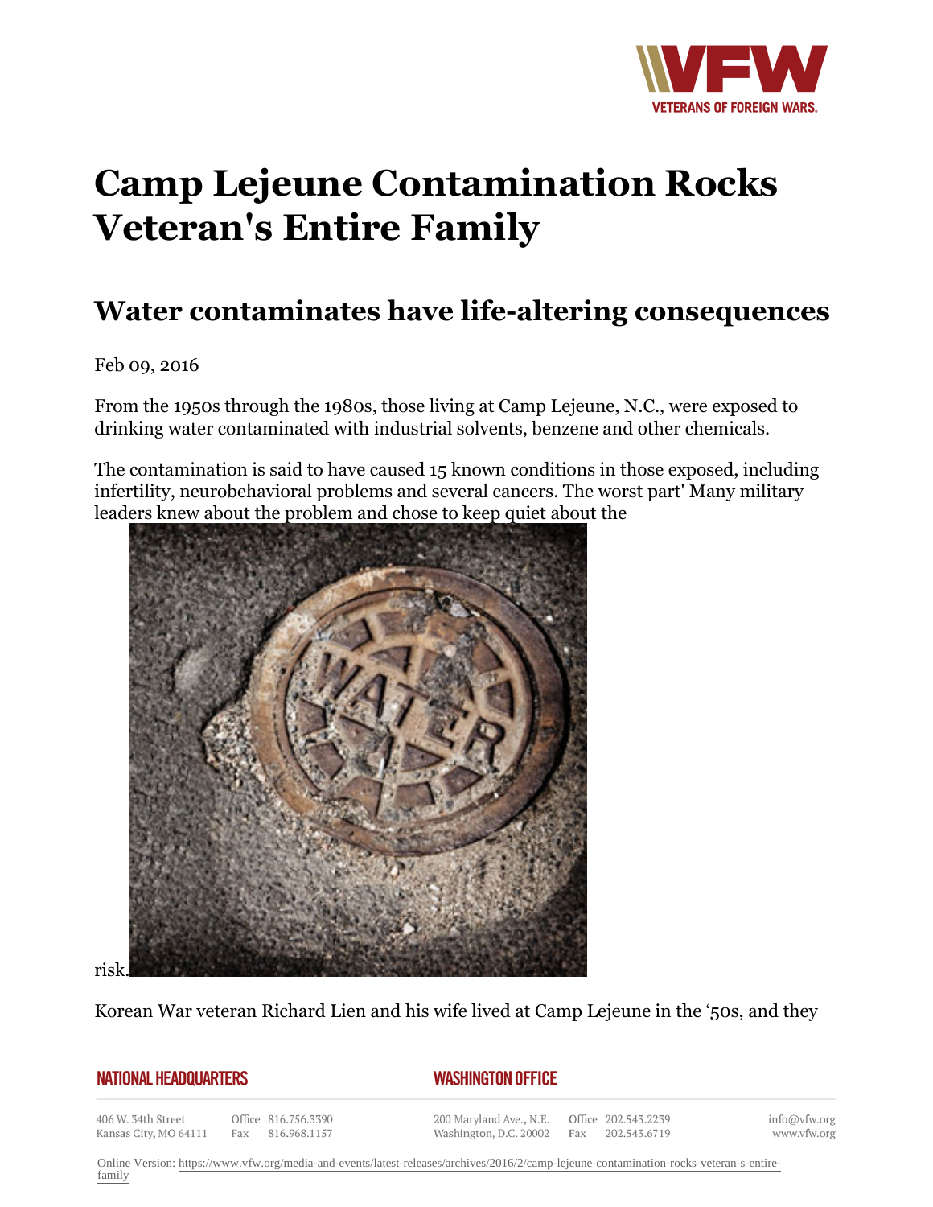# Camp Lejeune Contamination Rocks Veteran's Entire Family

## Water contaminates have life-altering consequences

Feb 09, 2016

From the 1950s through the 1980s, those living at Camp Lejeune, N.C., were exposed to drinking water contaminated with industrial solvents, benzene and other chemicals.

The contamination is said to have caused 15 known conditions in those exposed, including infertility, neurobehavioral problems and several cancers. The worst part' Many military leaders knew about the problem and chose to keep quiet about the risk.

Korean War veteran Richard Lien and his wife lived at Camp Lejeune in the ‘50s, and they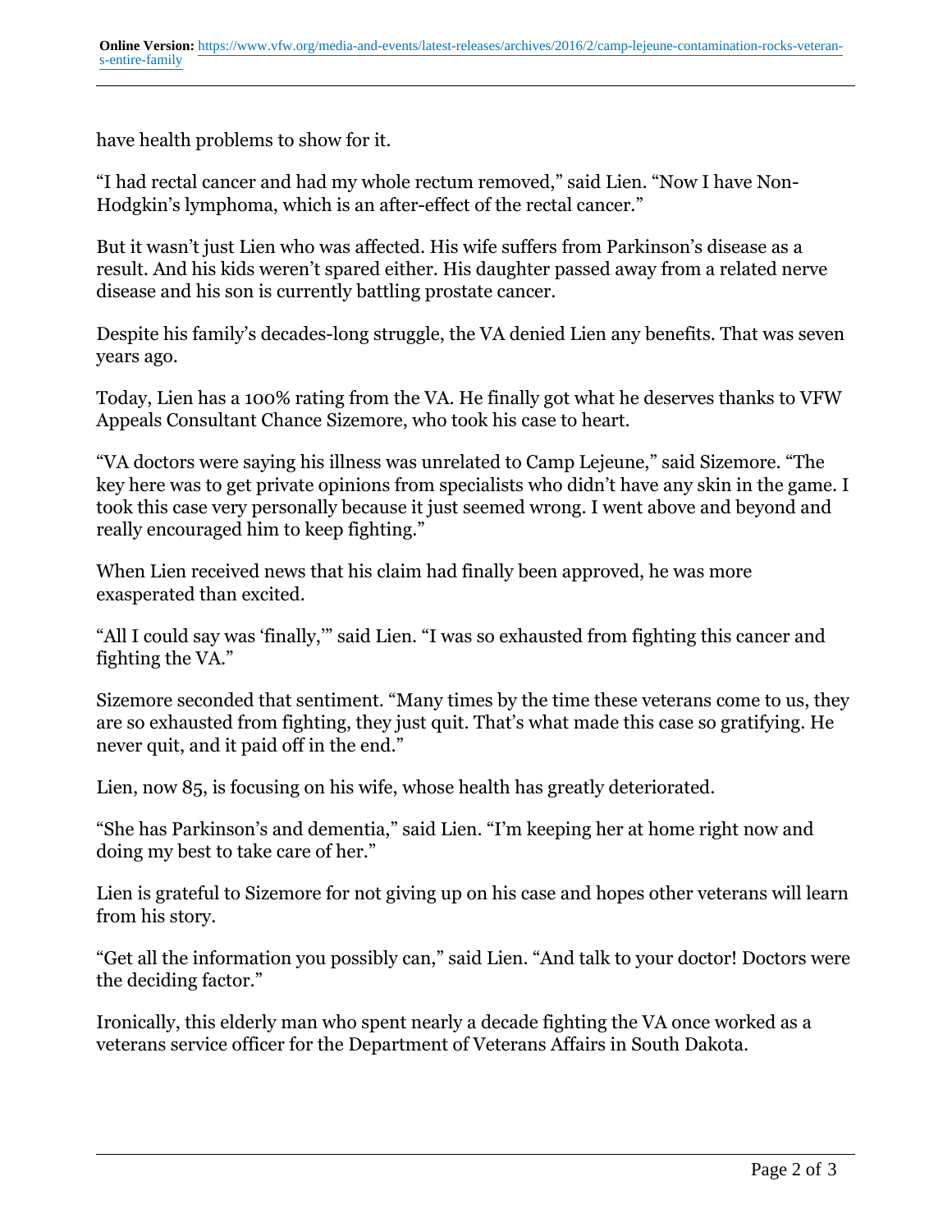have health problems to show for it.

“I had rectal cancer and had my whole rectum removed,” said Lien. “Now I have Non-Hodgkin’s lymphoma, which is an after-effect of the rectal cancer.”

But it wasn’t just Lien who was affected. His wife suffers from Parkinson’s disease as a result. And his kids weren’t spared either. His daughter passed away from a related nerve disease and his son is currently battling prostate cancer.

Despite his family’s decades-long struggle, the VA denied Lien any benefits. That was seven years ago.

Today, Lien has a 100% rating from the VA. He finally got what he deserves thanks to VFW Appeals Consultant Chance Sizemore, who took his case to heart.

“VA doctors were saying his illness was unrelated to Camp Lejeune,” said Sizemore. “The key here was to get private opinions from specialists who didn’t have any skin in the game. I took this case very personally because it just seemed wrong. I went above and beyond and really encouraged him to keep fighting.”

When Lien received news that his claim had finally been approved, he was more exasperated than excited.

“All I could say was ‘finally,’” said Lien. “I was so exhausted from fighting this cancer and fighting the VA.”

Sizemore seconded that sentiment. “Many times by the time these veterans come to us, they are so exhausted from fighting, they just quit. That’s what made this case so gratifying. He never quit, and it paid off in the end.”

Lien, now 85, is focusing on his wife, whose health has greatly deteriorated.

“She has Parkinson’s and dementia,” said Lien. “I’m keeping her at home right now and doing my best to take care of her.”

Lien is grateful to Sizemore for not giving up on his case and hopes other veterans will learn from his story.

“Get all the information you possibly can,” said Lien. “And talk to your doctor! Doctors were the deciding factor.”

Ironically, this elderly man who spent nearly a decade fighting the VA once worked as a veterans service officer for the Department of Veterans Affairs in South Dakota.